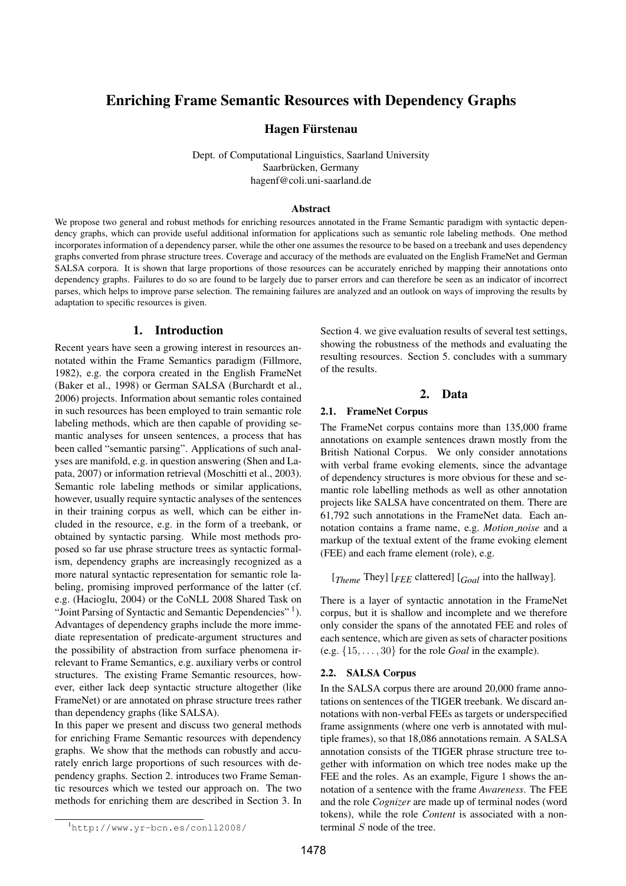# Enriching Frame Semantic Resources with Dependency Graphs

**Hagen Fürstenau**

Dept. of Computational Linguistics, Saarland University
Saarbrücken, Germany
hagenf@coli.uni-saarland.de

### Abstract

We propose two general and robust methods for enriching resources annotated in the Frame Semantic paradigm with syntactic dependency graphs, which can provide useful additional information for applications such as semantic role labeling methods. One method incorporates information of a dependency parser, while the other one assumes the resource to be based on a treebank and uses dependency graphs converted from phrase structure trees. Coverage and accuracy of the methods are evaluated on the English FrameNet and German SALSA corpora. It is shown that large proportions of those resources can be accurately enriched by mapping their annotations onto dependency graphs. Failures to do so are found to be largely due to parser errors and can therefore be seen as an indicator of incorrect parses, which helps to improve parse selection. The remaining failures are analyzed and an outlook on ways of improving the results by adaptation to specific resources is given.

## 1. Introduction

Recent years have seen a growing interest in resources annotated within the Frame Semantics paradigm (Fillmore, 1982), e.g. the corpora created in the English FrameNet (Baker et al., 1998) or German SALSA (Burchardt et al., 2006) projects. Information about semantic roles contained in such resources has been employed to train semantic role labeling methods, which are then capable of providing semantic analyses for unseen sentences, a process that has been called "semantic parsing". Applications of such analyses are manifold, e.g. in question answering (Shen and Lapata, 2007) or information retrieval (Moschitti et al., 2003). Semantic role labeling methods or similar applications, however, usually require syntactic analyses of the sentences in their training corpus as well, which can be either included in the resource, e.g. in the form of a treebank, or obtained by syntactic parsing. While most methods proposed so far use phrase structure trees as syntactic formalism, dependency graphs are increasingly recognized as a more natural syntactic representation for semantic role labeling, promising improved performance of the latter (cf. e.g. (Hacioglu, 2004) or the CoNLL 2008 Shared Task on "Joint Parsing of Syntactic and Semantic Dependencies" [1]). Advantages of dependency graphs include the more immediate representation of predicate-argument structures and the possibility of abstraction from surface phenomena irrelevant to Frame Semantics, e.g. auxiliary verbs or control structures. The existing Frame Semantic resources, however, either lack deep syntactic structure altogether (like FrameNet) or are annotated on phrase structure trees rather than dependency graphs (like SALSA).

In this paper we present and discuss two general methods for enriching Frame Semantic resources with dependency graphs. We show that the methods can robustly and accurately enrich large proportions of such resources with dependency graphs. Section 2. introduces two Frame Semantic resources which we tested our approach on. The two methods for enriching them are described in Section 3. In Section 4. we give evaluation results of several test settings, showing the robustness of the methods and evaluating the resulting resources. Section 5. concludes with a summary of the results.

[1] http://www.yr-bcn.es/conll2008/

## 2. Data

### 2.1. FrameNet Corpus

The FrameNet corpus contains more than 135,000 frame annotations on example sentences drawn mostly from the British National Corpus. We only consider annotations with verbal frame evoking elements, since the advantage of dependency structures is more obvious for these and semantic role labelling methods as well as other annotation projects like SALSA have concentrated on them. There are 61,792 such annotations in the FrameNet data. Each annotation contains a frame name, e.g. *Motion_noise* and a markup of the textual extent of the frame evoking element (FEE) and each frame element (role), e.g.

[$_{Theme}$ They] [$_{FEE}$ clattered] [$_{Goal}$ into the hallway].

There is a layer of syntactic annotation in the FrameNet corpus, but it is shallow and incomplete and we therefore only consider the spans of the annotated FEE and roles of each sentence, which are given as sets of character positions (e.g. $\{15, \ldots, 30\}$ for the role *Goal* in the example).

### 2.2. SALSA Corpus

In the SALSA corpus there are around 20,000 frame annotations on sentences of the TIGER treebank. We discard annotations with non-verbal FEEs as targets or underspecified frame assignments (where one verb is annotated with multiple frames), so that 18,086 annotations remain. A SALSA annotation consists of the TIGER phrase structure tree together with information on which tree nodes make up the FEE and the roles. As an example, Figure 1 shows the annotation of a sentence with the frame *Awareness*. The FEE and the role *Cognizer* are made up of terminal nodes (word tokens), while the role *Content* is associated with a nonterminal $S$ node of the tree.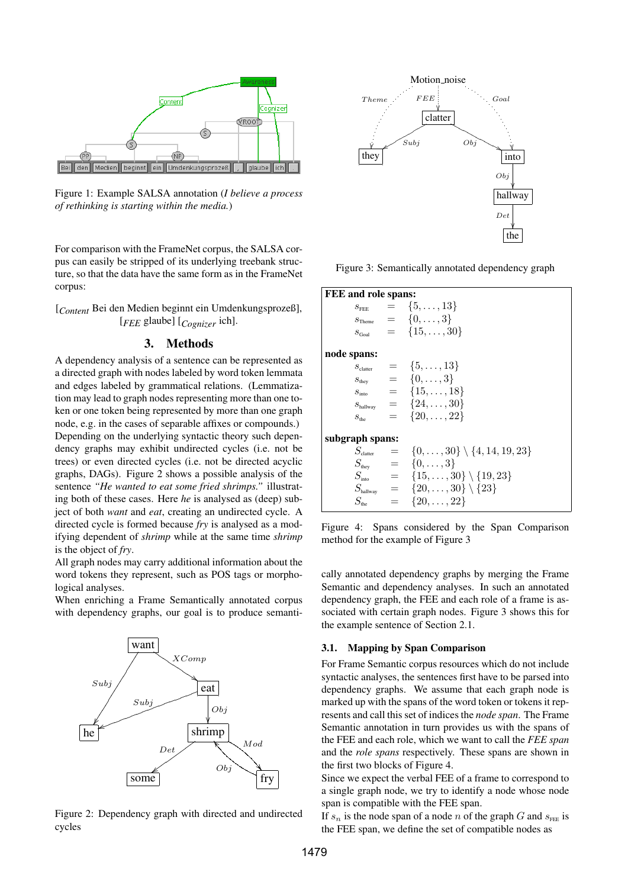Figure 1: Example SALSA annotation (*I believe a process of rethinking is starting within the media.*)

For comparison with the FrameNet corpus, the SALSA corpus can easily be stripped of its underlying treebank structure, so that the data have the same form as in the FrameNet corpus:

[$_{Content}$ Bei den Medien beginnt ein Umdenkungsprozeß], [$_{FEE}$ glaube] [$_{Cognizer}$ ich].

## 3. Methods

A dependency analysis of a sentence can be represented as a directed graph with nodes labeled by word token lemmata and edges labeled by grammatical relations. (Lemmatization may lead to graph nodes representing more than one token or one token being represented by more than one graph node, e.g. in the cases of separable affixes or compounds.) Depending on the underlying syntactic theory such dependency graphs may exhibit undirected cycles (i.e. not be trees) or even directed cycles (i.e. not be directed acyclic graphs, DAGs). Figure 2 shows a possible analysis of the sentence *"He wanted to eat some fried shrimps."* illustrating both of these cases. Here *he* is analysed as (deep) subject of both *want* and *eat*, creating an undirected cycle. A directed cycle is formed because *fry* is analysed as a modifying dependent of *shrimp* while at the same time *shrimp* is the object of *fry*.

All graph nodes may carry additional information about the word tokens they represent, such as POS tags or morphological analyses.

When enriching a Frame Semantically annotated corpus with dependency graphs, our goal is to produce semantically annotated dependency graphs by merging the Frame Semantic and dependency analyses. In such an annotated dependency graph, the FEE and each role of a frame is associated with certain graph nodes. Figure 3 shows this for the example sentence of Section 2.1.

Figure 2: Dependency graph with directed and undirected cycles

Figure 3: Semantically annotated dependency graph

**FEE and role spans:**

$$s_{\text{FEE}} = \{5, \ldots, 13\}$$
$$s_{\text{Theme}} = \{0, \ldots, 3\}$$
$$s_{\text{Goal}} = \{15, \ldots, 30\}$$

**node spans:**

$$s_{\text{clatter}} = \{5, \ldots, 13\}$$
$$s_{\text{they}} = \{0, \ldots, 3\}$$
$$s_{\text{into}} = \{15, \ldots, 18\}$$
$$s_{\text{hallway}} = \{24, \ldots, 30\}$$
$$s_{\text{the}} = \{20, \ldots, 22\}$$

**subgraph spans:**

$$S_{\text{clatter}} = \{0, \ldots, 30\} \setminus \{4, 14, 19, 23\}$$
$$S_{\text{they}} = \{0, \ldots, 3\}$$
$$S_{\text{into}} = \{15, \ldots, 30\} \setminus \{19, 23\}$$
$$S_{\text{hallway}} = \{20, \ldots, 30\} \setminus \{23\}$$
$$S_{\text{the}} = \{20, \ldots, 22\}$$

Figure 4: Spans considered by the Span Comparison method for the example of Figure 3

### 3.1. Mapping by Span Comparison

For Frame Semantic corpus resources which do not include syntactic analyses, the sentences first have to be parsed into dependency graphs. We assume that each graph node is marked up with the spans of the word token or tokens it represents and call this set of indices the *node span*. The Frame Semantic annotation in turn provides us with the spans of the FEE and each role, which we want to call the *FEE span* and the *role spans* respectively. These spans are shown in the first two blocks of Figure 4.

Since we expect the verbal FEE of a frame to correspond to a single graph node, we try to identify a node whose node span is compatible with the FEE span.

If $s_n$ is the node span of a node $n$ of the graph $G$ and $s_{\text{FEE}}$ is the FEE span, we define the set of compatible nodes as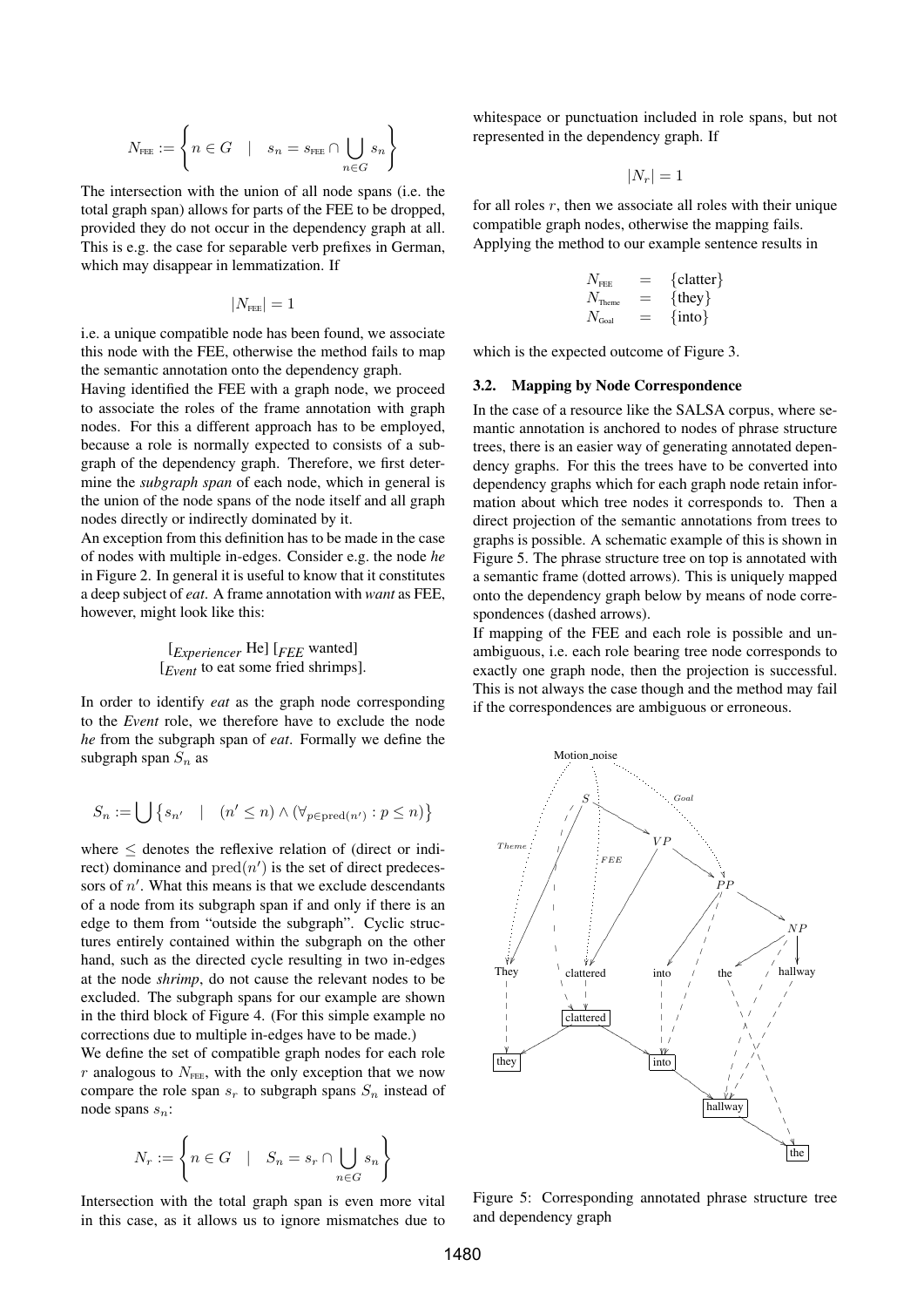$$N_{\text{FEE}} := \left\{ n \in G \quad | \quad s_n = s_{\text{FEE}} \cap \bigcup_{n \in G} s_n \right\}$$

The intersection with the union of all node spans (i.e. the total graph span) allows for parts of the FEE to be dropped, provided they do not occur in the dependency graph at all. This is e.g. the case for separable verb prefixes in German, which may disappear in lemmatization. If

$$|N_{\text{FEE}}| = 1$$

i.e. a unique compatible node has been found, we associate this node with the FEE, otherwise the method fails to map the semantic annotation onto the dependency graph.

Having identified the FEE with a graph node, we proceed to associate the roles of the frame annotation with graph nodes. For this a different approach has to be employed, because a role is normally expected to consists of a subgraph of the dependency graph. Therefore, we first determine the *subgraph span* of each node, which in general is the union of the node spans of the node itself and all graph nodes directly or indirectly dominated by it.

An exception from this definition has to be made in the case of nodes with multiple in-edges. Consider e.g. the node *he* in Figure 2. In general it is useful to know that it constitutes a deep subject of *eat*. A frame annotation with *want* as FEE, however, might look like this:

[*Experiencer* He] [*FEE* wanted] [*Event* to eat some fried shrimps].

In order to identify *eat* as the graph node corresponding to the *Event* role, we therefore have to exclude the node *he* from the subgraph span of *eat*. Formally we define the subgraph span $S_n$ as

$$S_n := \bigcup \left\{ s_{n'} \quad | \quad (n' \leq n) \wedge (\forall_{p \in \text{pred}(n')} : p \leq n) \right\}$$

where $\leq$ denotes the reflexive relation of (direct or indirect) dominance and $\text{pred}(n')$ is the set of direct predecessors of $n'$. What this means is that we exclude descendants of a node from its subgraph span if and only if there is an edge to them from "outside the subgraph". Cyclic structures entirely contained within the subgraph on the other hand, such as the directed cycle resulting in two in-edges at the node *shrimp*, do not cause the relevant nodes to be excluded. The subgraph spans for our example are shown in the third block of Figure 4. (For this simple example no corrections due to multiple in-edges have to be made.)

We define the set of compatible graph nodes for each role $r$ analogous to $N_{\text{FEE}}$, with the only exception that we now compare the role span $s_r$ to subgraph spans $S_n$ instead of node spans $s_n$:

$$N_r := \left\{ n \in G \quad | \quad S_n = s_r \cap \bigcup_{n \in G} s_n \right\}$$

Intersection with the total graph span is even more vital in this case, as it allows us to ignore mismatches due to whitespace or punctuation included in role spans, but not represented in the dependency graph. If

$$|N_r| = 1$$

for all roles $r$, then we associate all roles with their unique compatible graph nodes, otherwise the mapping fails.

Applying the method to our example sentence results in

$$\begin{aligned} N_{\text{FEE}} &= \{\text{clatter}\} \\ N_{\text{Theme}} &= \{\text{they}\} \\ N_{\text{Goal}} &= \{\text{into}\} \end{aligned}$$

which is the expected outcome of Figure 3.

### 3.2. Mapping by Node Correspondence

In the case of a resource like the SALSA corpus, where semantic annotation is anchored to nodes of phrase structure trees, there is an easier way of generating annotated dependency graphs. For this the trees have to be converted into dependency graphs which for each graph node retain information about which tree nodes it corresponds to. Then a direct projection of the semantic annotations from trees to graphs is possible. A schematic example of this is shown in Figure 5. The phrase structure tree on top is annotated with a semantic frame (dotted arrows). This is uniquely mapped onto the dependency graph below by means of node correspondences (dashed arrows).

If mapping of the FEE and each role is possible and unambiguous, i.e. each role bearing tree node corresponds to exactly one graph node, then the projection is successful. This is not always the case though and the method may fail if the correspondences are ambiguous or erroneous.

Figure 5: Corresponding annotated phrase structure tree and dependency graph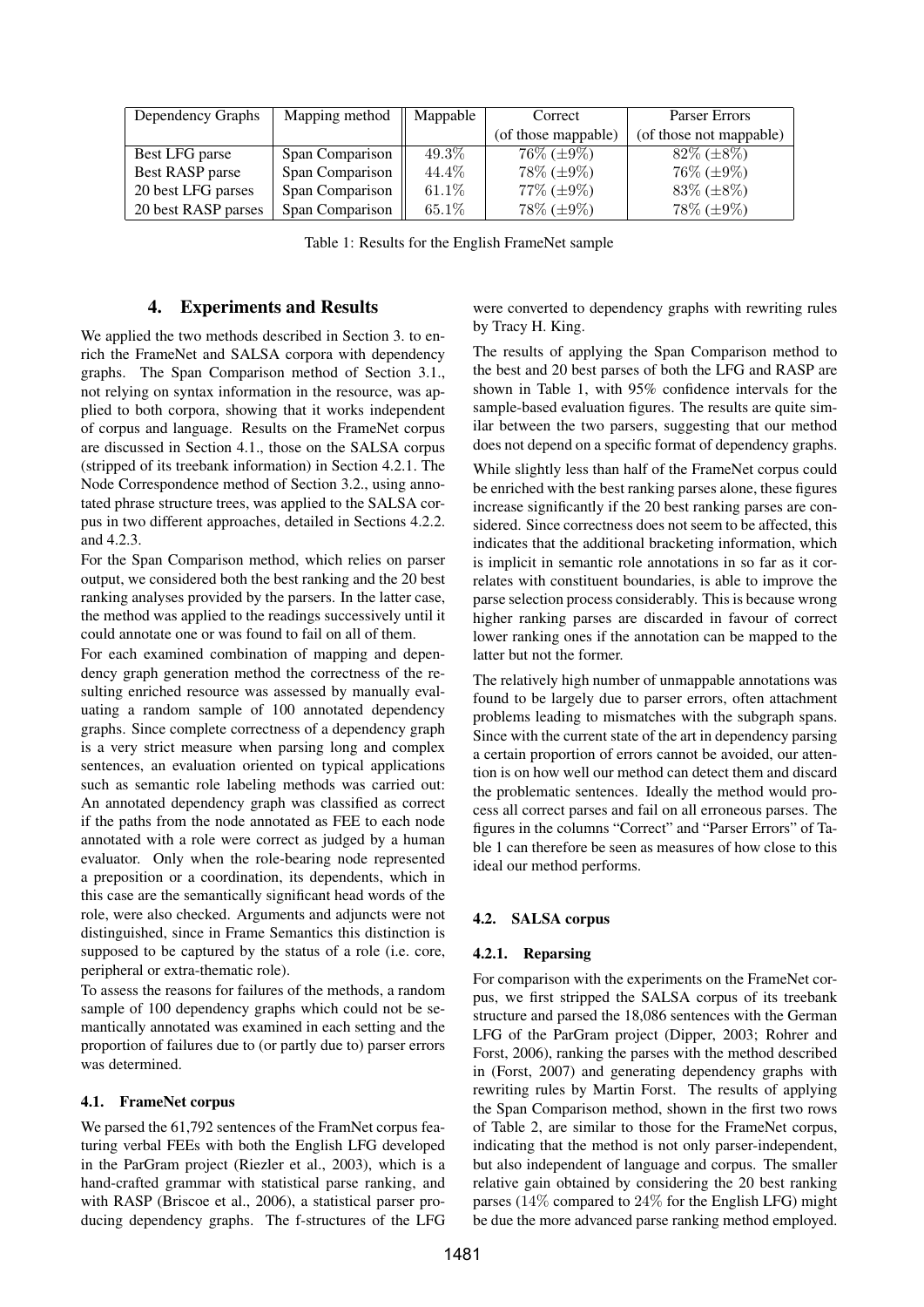| Dependency Graphs | Mapping method | Mappable | Correct (of those mappable) | Parser Errors (of those not mappable) |
|---|---|---|---|---|
| Best LFG parse | Span Comparison | 49.3% | 76% (±9%) | 82% (±8%) |
| Best RASP parse | Span Comparison | 44.4% | 78% (±9%) | 76% (±9%) |
| 20 best LFG parses | Span Comparison | 61.1% | 77% (±9%) | 83% (±8%) |
| 20 best RASP parses | Span Comparison | 65.1% | 78% (±9%) | 78% (±9%) |

Table 1: Results for the English FrameNet sample

## 4. Experiments and Results

We applied the two methods described in Section 3. to enrich the FrameNet and SALSA corpora with dependency graphs. The Span Comparison method of Section 3.1., not relying on syntax information in the resource, was applied to both corpora, showing that it works independent of corpus and language. Results on the FrameNet corpus are discussed in Section 4.1., those on the SALSA corpus (stripped of its treebank information) in Section 4.2.1. The Node Correspondence method of Section 3.2., using annotated phrase structure trees, was applied to the SALSA corpus in two different approaches, detailed in Sections 4.2.2. and 4.2.3.

For the Span Comparison method, which relies on parser output, we considered both the best ranking and the 20 best ranking analyses provided by the parsers. In the latter case, the method was applied to the readings successively until it could annotate one or was found to fail on all of them.

For each examined combination of mapping and dependency graph generation method the correctness of the resulting enriched resource was assessed by manually evaluating a random sample of 100 annotated dependency graphs. Since complete correctness of a dependency graph is a very strict measure when parsing long and complex sentences, an evaluation oriented on typical applications such as semantic role labeling methods was carried out: An annotated dependency graph was classified as correct if the paths from the node annotated as FEE to each node annotated with a role were correct as judged by a human evaluator. Only when the role-bearing node represented a preposition or a coordination, its dependents, which in this case are the semantically significant head words of the role, were also checked. Arguments and adjuncts were not distinguished, since in Frame Semantics this distinction is supposed to be captured by the status of a role (i.e. core, peripheral or extra-thematic role).

To assess the reasons for failures of the methods, a random sample of 100 dependency graphs which could not be semantically annotated was examined in each setting and the proportion of failures due to (or partly due to) parser errors was determined.

### 4.1. FrameNet corpus

We parsed the 61,792 sentences of the FramNet corpus featuring verbal FEEs with both the English LFG developed in the ParGram project (Riezler et al., 2003), which is a hand-crafted grammar with statistical parse ranking, and with RASP (Briscoe et al., 2006), a statistical parser producing dependency graphs. The f-structures of the LFG were converted to dependency graphs with rewriting rules by Tracy H. King.

The results of applying the Span Comparison method to the best and 20 best parses of both the LFG and RASP are shown in Table 1, with 95% confidence intervals for the sample-based evaluation figures. The results are quite similar between the two parsers, suggesting that our method does not depend on a specific format of dependency graphs.

While slightly less than half of the FrameNet corpus could be enriched with the best ranking parses alone, these figures increase significantly if the 20 best ranking parses are considered. Since correctness does not seem to be affected, this indicates that the additional bracketing information, which is implicit in semantic role annotations in so far as it correlates with constituent boundaries, is able to improve the parse selection process considerably. This is because wrong higher ranking parses are discarded in favour of correct lower ranking ones if the annotation can be mapped to the latter but not the former.

The relatively high number of unmappable annotations was found to be largely due to parser errors, often attachment problems leading to mismatches with the subgraph spans. Since with the current state of the art in dependency parsing a certain proportion of errors cannot be avoided, our attention is on how well our method can detect them and discard the problematic sentences. Ideally the method would process all correct parses and fail on all erroneous parses. The figures in the columns "Correct" and "Parser Errors" of Table 1 can therefore be seen as measures of how close to this ideal our method performs.

### 4.2. SALSA corpus

#### 4.2.1. Reparsing

For comparison with the experiments on the FrameNet corpus, we first stripped the SALSA corpus of its treebank structure and parsed the 18,086 sentences with the German LFG of the ParGram project (Dipper, 2003; Rohrer and Forst, 2006), ranking the parses with the method described in (Forst, 2007) and generating dependency graphs with rewriting rules by Martin Forst. The results of applying the Span Comparison method, shown in the first two rows of Table 2, are similar to those for the FrameNet corpus, indicating that the method is not only parser-independent, but also independent of language and corpus. The smaller relative gain obtained by considering the 20 best ranking parses (14% compared to 24% for the English LFG) might be due the more advanced parse ranking method employed.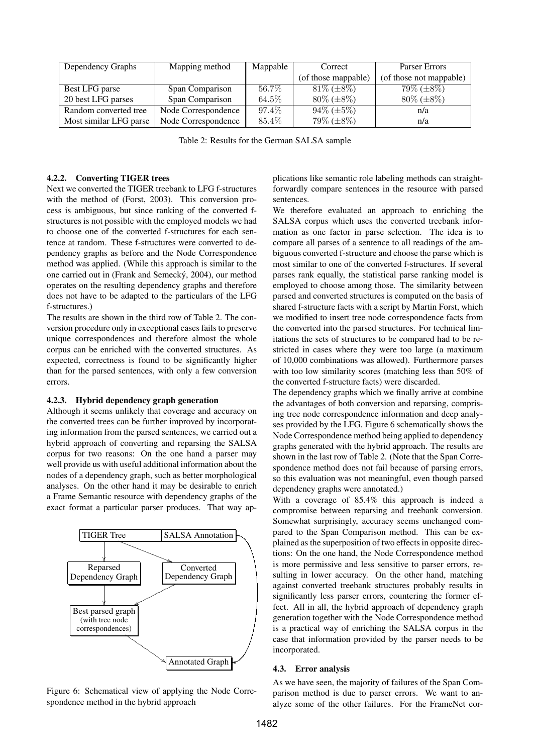| Dependency Graphs | Mapping method | Mappable | Correct (of those mappable) | Parser Errors (of those not mappable) |
|---|---|---|---|---|
| Best LFG parse | Span Comparison | 56.7% | 81% (±8%) | 79% (±8%) |
| 20 best LFG parses | Span Comparison | 64.5% | 80% (±8%) | 80% (±8%) |
| Random converted tree | Node Correspondence | 97.4% | 94% (±5%) | n/a |
| Most similar LFG parse | Node Correspondence | 85.4% | 79% (±8%) | n/a |

Table 2: Results for the German SALSA sample

#### 4.2.2. Converting TIGER trees

Next we converted the TIGER treebank to LFG f-structures with the method of (Forst, 2003). This conversion process is ambiguous, but since ranking of the converted f-structures is not possible with the employed models we had to choose one of the converted f-structures for each sentence at random. These f-structures were converted to dependency graphs as before and the Node Correspondence method was applied. (While this approach is similar to the one carried out in (Frank and Semecký, 2004), our method operates on the resulting dependency graphs and therefore does not have to be adapted to the particulars of the LFG f-structures.)

The results are shown in the third row of Table 2. The conversion procedure only in exceptional cases fails to preserve unique correspondences and therefore almost the whole corpus can be enriched with the converted structures. As expected, correctness is found to be significantly higher than for the parsed sentences, with only a few conversion errors.

#### 4.2.3. Hybrid dependency graph generation

Although it seems unlikely that coverage and accuracy on the converted trees can be further improved by incorporating information from the parsed sentences, we carried out a hybrid approach of converting and reparsing the SALSA corpus for two reasons: On the one hand a parser may well provide us with useful additional information about the nodes of a dependency graph, such as better morphological analyses. On the other hand it may be desirable to enrich a Frame Semantic resource with dependency graphs of the exact format a particular parser produces. That way applications like semantic role labeling methods can straightforwardly compare sentences in the resource with parsed sentences.

We therefore evaluated an approach to enriching the SALSA corpus which uses the converted treebank information as one factor in parse selection. The idea is to compare all parses of a sentence to all readings of the ambiguous converted f-structure and choose the parse which is most similar to one of the converted f-structures. If several parses rank equally, the statistical parse ranking model is employed to choose among those. The similarity between parsed and converted structures is computed on the basis of shared f-structure facts with a script by Martin Forst, which we modified to insert tree node correspondence facts from the converted into the parsed structures. For technical limitations the sets of structures to be compared had to be restricted in cases where they were too large (a maximum of 10,000 combinations was allowed). Furthermore parses with too low similarity scores (matching less than 50% of the converted f-structure facts) were discarded.

The dependency graphs which we finally arrive at combine the advantages of both conversion and reparsing, comprising tree node correspondence information and deep analyses provided by the LFG. Figure 6 schematically shows the Node Correspondence method being applied to dependency graphs generated with the hybrid approach. The results are shown in the last row of Table 2. (Note that the Span Correspondence method does not fail because of parsing errors, so this evaluation was not meaningful, even though parsed dependency graphs were annotated.)

With a coverage of 85.4% this approach is indeed a compromise between reparsing and treebank conversion. Somewhat surprisingly, accuracy seems unchanged compared to the Span Comparison method. This can be explained as the superposition of two effects in opposite directions: On the one hand, the Node Correspondence method is more permissive and less sensitive to parser errors, resulting in lower accuracy. On the other hand, matching against converted treebank structures probably results in significantly less parser errors, countering the former effect. All in all, the hybrid approach of dependency graph generation together with the Node Correspondence method is a practical way of enriching the SALSA corpus in the case that information provided by the parser needs to be incorporated.

Figure 6: Schematical view of applying the Node Correspondence method in the hybrid approach

### 4.3. Error analysis

As we have seen, the majority of failures of the Span Comparison method is due to parser errors. We want to analyze some of the other failures. For the FrameNet cor-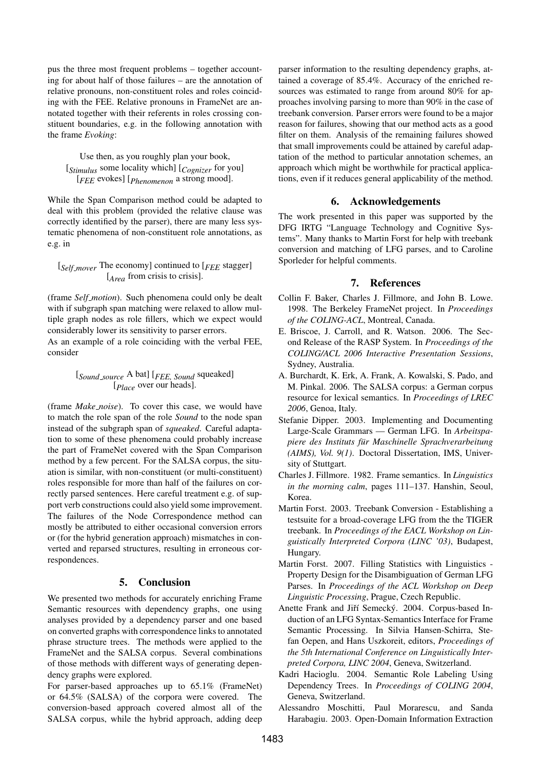pus the three most frequent problems – together accounting for about half of those failures – are the annotation of relative pronouns, non-constituent roles and roles coinciding with the FEE. Relative pronouns in FrameNet are annotated together with their referents in roles crossing constituent boundaries, e.g. in the following annotation with the frame *Evoking*:

> Use then, as you roughly plan your book, [$_{Stimulus}$ some locality which] [$_{Cognizer}$ for you] [$_{FEE}$ evokes] [$_{Phenomenon}$ a strong mood].

While the Span Comparison method could be adapted to deal with this problem (provided the relative clause was correctly identified by the parser), there are many less systematic phenomena of non-constituent role annotations, as e.g. in

> [$_{Self\_mover}$ The economy] continued to [$_{FEE}$ stagger] [$_{Area}$ from crisis to crisis].

(frame *Self_motion*). Such phenomena could only be dealt with if subgraph span matching were relaxed to allow multiple graph nodes as role fillers, which we expect would considerably lower its sensitivity to parser errors.

As an example of a role coinciding with the verbal FEE, consider

> [$_{Sound\_source}$ A bat] [$_{FEE,\ Sound}$ squeaked] [$_{Place}$ over our heads].

(frame *Make_noise*). To cover this case, we would have to match the role span of the role *Sound* to the node span instead of the subgraph span of *squeaked*. Careful adaptation to some of these phenomena could probably increase the part of FrameNet covered with the Span Comparison method by a few percent. For the SALSA corpus, the situation is similar, with non-constituent (or multi-constituent) roles responsible for more than half of the failures on correctly parsed sentences. Here careful treatment e.g. of support verb constructions could also yield some improvement. The failures of the Node Correspondence method can mostly be attributed to either occasional conversion errors or (for the hybrid generation approach) mismatches in converted and reparsed structures, resulting in erroneous correspondences.

## 5. Conclusion

We presented two methods for accurately enriching Frame Semantic resources with dependency graphs, one using analyses provided by a dependency parser and one based on converted graphs with correspondence links to annotated phrase structure trees. The methods were applied to the FrameNet and the SALSA corpus. Several combinations of those methods with different ways of generating dependency graphs were explored.

For parser-based approaches up to 65.1% (FrameNet) or 64.5% (SALSA) of the corpora were covered. The conversion-based approach covered almost all of the SALSA corpus, while the hybrid approach, adding deep parser information to the resulting dependency graphs, attained a coverage of 85.4%. Accuracy of the enriched resources was estimated to range from around 80% for approaches involving parsing to more than 90% in the case of treebank conversion. Parser errors were found to be a major reason for failures, showing that our method acts as a good filter on them. Analysis of the remaining failures showed that small improvements could be attained by careful adaptation of the method to particular annotation schemes, an approach which might be worthwhile for practical applications, even if it reduces general applicability of the method.

## 6. Acknowledgements

The work presented in this paper was supported by the DFG IRTG "Language Technology and Cognitive Systems". Many thanks to Martin Forst for help with treebank conversion and matching of LFG parses, and to Caroline Sporleder for helpful comments.

## 7. References

Collin F. Baker, Charles J. Fillmore, and John B. Lowe. 1998. The Berkeley FrameNet project. In *Proceedings of the COLING-ACL*, Montreal, Canada.

E. Briscoe, J. Carroll, and R. Watson. 2006. The Second Release of the RASP System. In *Proceedings of the COLING/ACL 2006 Interactive Presentation Sessions*, Sydney, Australia.

A. Burchardt, K. Erk, A. Frank, A. Kowalski, S. Pado, and M. Pinkal. 2006. The SALSA corpus: a German corpus resource for lexical semantics. In *Proceedings of LREC 2006*, Genoa, Italy.

Stefanie Dipper. 2003. Implementing and Documenting Large-Scale Grammars — German LFG. In *Arbeitspapiere des Instituts für Maschinelle Sprachverarbeitung (AIMS), Vol. 9(1)*. Doctoral Dissertation, IMS, University of Stuttgart.

Charles J. Fillmore. 1982. Frame semantics. In *Linguistics in the morning calm*, pages 111–137. Hanshin, Seoul, Korea.

Martin Forst. 2003. Treebank Conversion - Establishing a testsuite for a broad-coverage LFG from the the TIGER treebank. In *Proceedings of the EACL Workshop on Linguistically Interpreted Corpora (LINC '03)*, Budapest, Hungary.

Martin Forst. 2007. Filling Statistics with Linguistics - Property Design for the Disambiguation of German LFG Parses. In *Proceedings of the ACL Workshop on Deep Linguistic Processing*, Prague, Czech Republic.

Anette Frank and Jiří Semecký. 2004. Corpus-based Induction of an LFG Syntax-Semantics Interface for Frame Semantic Processing. In Silvia Hansen-Schirra, Stefan Oepen, and Hans Uszkoreit, editors, *Proceedings of the 5th International Conference on Linguistically Interpreted Corpora, LINC 2004*, Geneva, Switzerland.

Kadri Hacioglu. 2004. Semantic Role Labeling Using Dependency Trees. In *Proceedings of COLING 2004*, Geneva, Switzerland.

Alessandro Moschitti, Paul Morarescu, and Sanda Harabagiu. 2003. Open-Domain Information Extraction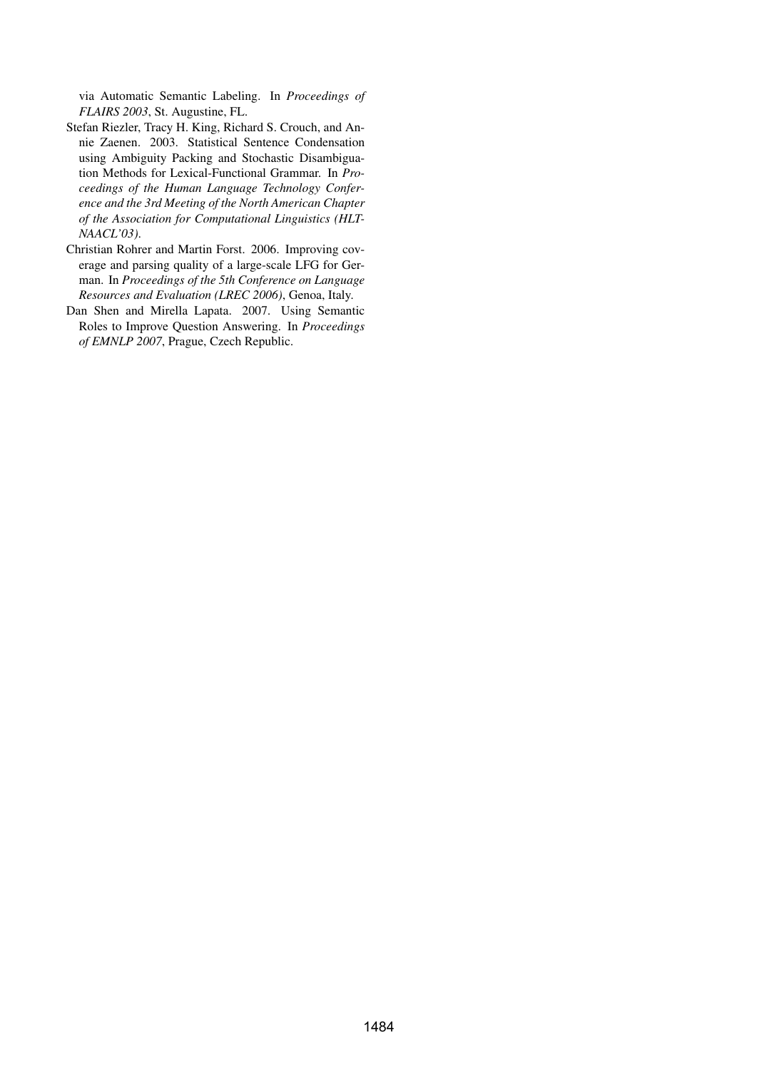via Automatic Semantic Labeling. In *Proceedings of FLAIRS 2003*, St. Augustine, FL.

Stefan Riezler, Tracy H. King, Richard S. Crouch, and Annie Zaenen. 2003. Statistical Sentence Condensation using Ambiguity Packing and Stochastic Disambiguation Methods for Lexical-Functional Grammar. In *Proceedings of the Human Language Technology Conference and the 3rd Meeting of the North American Chapter of the Association for Computational Linguistics (HLT-NAACL'03)*.

Christian Rohrer and Martin Forst. 2006. Improving coverage and parsing quality of a large-scale LFG for German. In *Proceedings of the 5th Conference on Language Resources and Evaluation (LREC 2006)*, Genoa, Italy.

Dan Shen and Mirella Lapata. 2007. Using Semantic Roles to Improve Question Answering. In *Proceedings of EMNLP 2007*, Prague, Czech Republic.